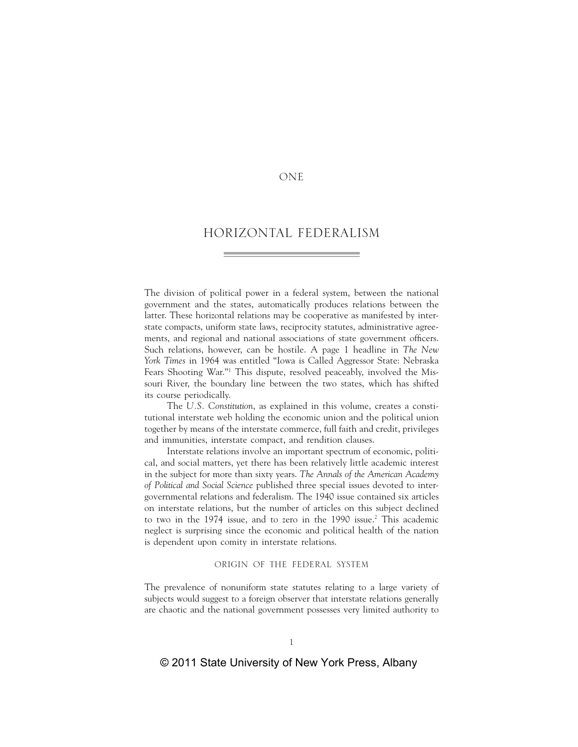# ONE

# HORIZONTAL FEDERALISM

The division of political power in a federal system, between the national government and the states, automatically produces relations between the latter. These horizontal relations may be cooperative as manifested by interstate compacts, uniform state laws, reciprocity statutes, administrative agreements, and regional and national associations of state government officers. Such relations, however, can be hostile. A page 1 headline in *The New York Times* in 1964 was entitled "Iowa is Called Aggressor State: Nebraska Fears Shooting War."[1] This dispute, resolved peaceably, involved the Missouri River, the boundary line between the two states, which has shifted its course periodically.

The *U.S. Constitution*, as explained in this volume, creates a constitutional interstate web holding the economic union and the political union together by means of the interstate commerce, full faith and credit, privileges and immunities, interstate compact, and rendition clauses.

Interstate relations involve an important spectrum of economic, political, and social matters, yet there has been relatively little academic interest in the subject for more than sixty years. *The Annals of the American Academy of Political and Social Science* published three special issues devoted to intergovernmental relations and federalism. The 1940 issue contained six articles on interstate relations, but the number of articles on this subject declined to two in the 1974 issue, and to zero in the 1990 issue.[2] This academic neglect is surprising since the economic and political health of the nation is dependent upon comity in interstate relations.

## ORIGIN OF THE FEDERAL SYSTEM

The prevalence of nonuniform state statutes relating to a large variety of subjects would suggest to a foreign observer that interstate relations generally are chaotic and the national government possesses very limited authority to

© 2011 State University of New York Press, Albany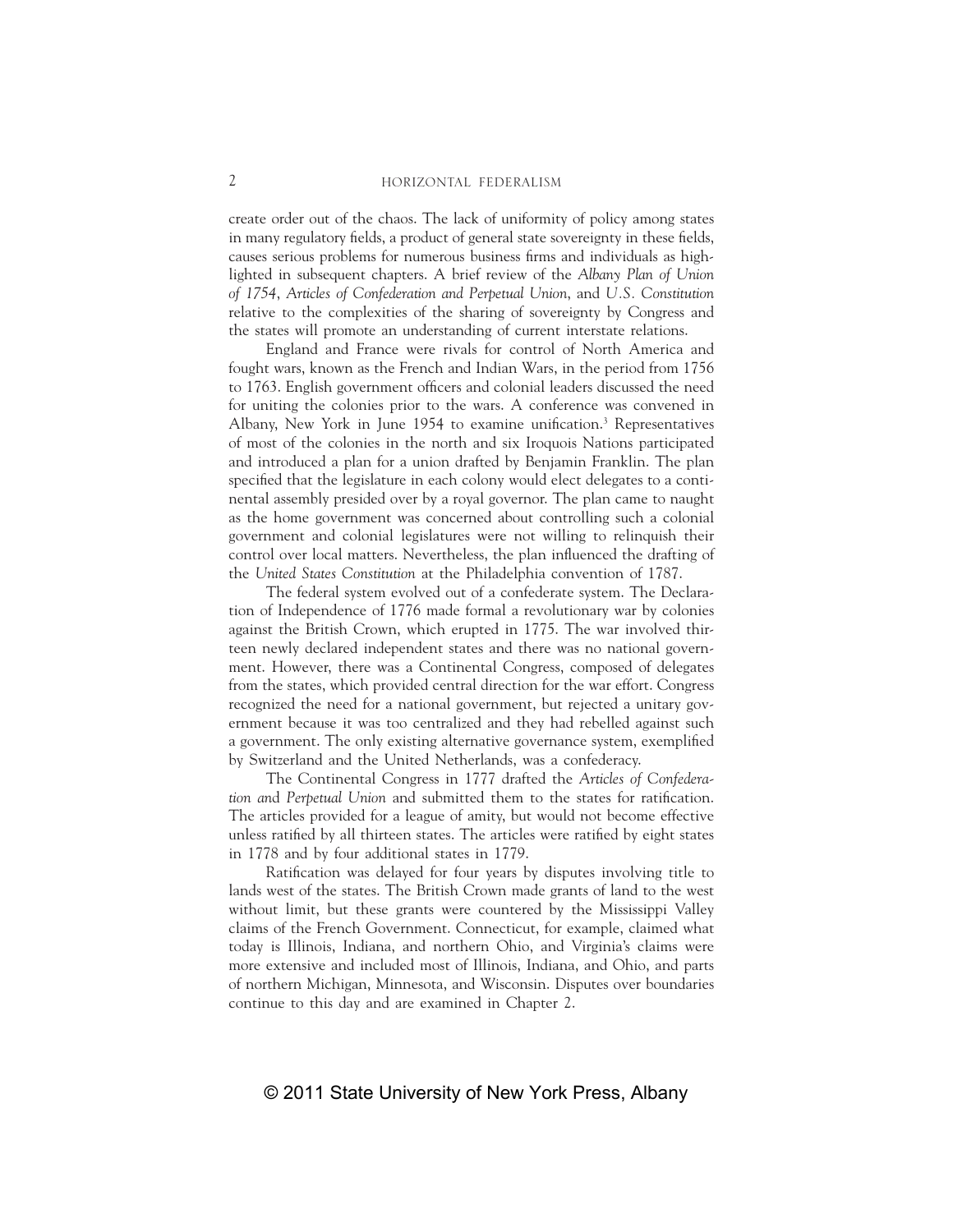create order out of the chaos. The lack of uniformity of policy among states in many regulatory fields, a product of general state sovereignty in these fields, causes serious problems for numerous business firms and individuals as highlighted in subsequent chapters. A brief review of the *Albany Plan of Union of 1754*, *Articles of Confederation and Perpetual Union*, and *U.S. Constitution* relative to the complexities of the sharing of sovereignty by Congress and the states will promote an understanding of current interstate relations.

England and France were rivals for control of North America and fought wars, known as the French and Indian Wars, in the period from 1756 to 1763. English government officers and colonial leaders discussed the need for uniting the colonies prior to the wars. A conference was convened in Albany, New York in June 1954 to examine unification.[3] Representatives of most of the colonies in the north and six Iroquois Nations participated and introduced a plan for a union drafted by Benjamin Franklin. The plan specified that the legislature in each colony would elect delegates to a continental assembly presided over by a royal governor. The plan came to naught as the home government was concerned about controlling such a colonial government and colonial legislatures were not willing to relinquish their control over local matters. Nevertheless, the plan influenced the drafting of the *United States Constitution* at the Philadelphia convention of 1787.

The federal system evolved out of a confederate system. The Declaration of Independence of 1776 made formal a revolutionary war by colonies against the British Crown, which erupted in 1775. The war involved thirteen newly declared independent states and there was no national government. However, there was a Continental Congress, composed of delegates from the states, which provided central direction for the war effort. Congress recognized the need for a national government, but rejected a unitary government because it was too centralized and they had rebelled against such a government. The only existing alternative governance system, exemplified by Switzerland and the United Netherlands, was a confederacy.

The Continental Congress in 1777 drafted the *Articles of Confederation and Perpetual Union* and submitted them to the states for ratification. The articles provided for a league of amity, but would not become effective unless ratified by all thirteen states. The articles were ratified by eight states in 1778 and by four additional states in 1779.

Ratification was delayed for four years by disputes involving title to lands west of the states. The British Crown made grants of land to the west without limit, but these grants were countered by the Mississippi Valley claims of the French Government. Connecticut, for example, claimed what today is Illinois, Indiana, and northern Ohio, and Virginia's claims were more extensive and included most of Illinois, Indiana, and Ohio, and parts of northern Michigan, Minnesota, and Wisconsin. Disputes over boundaries continue to this day and are examined in Chapter 2.

© 2011 State University of New York Press, Albany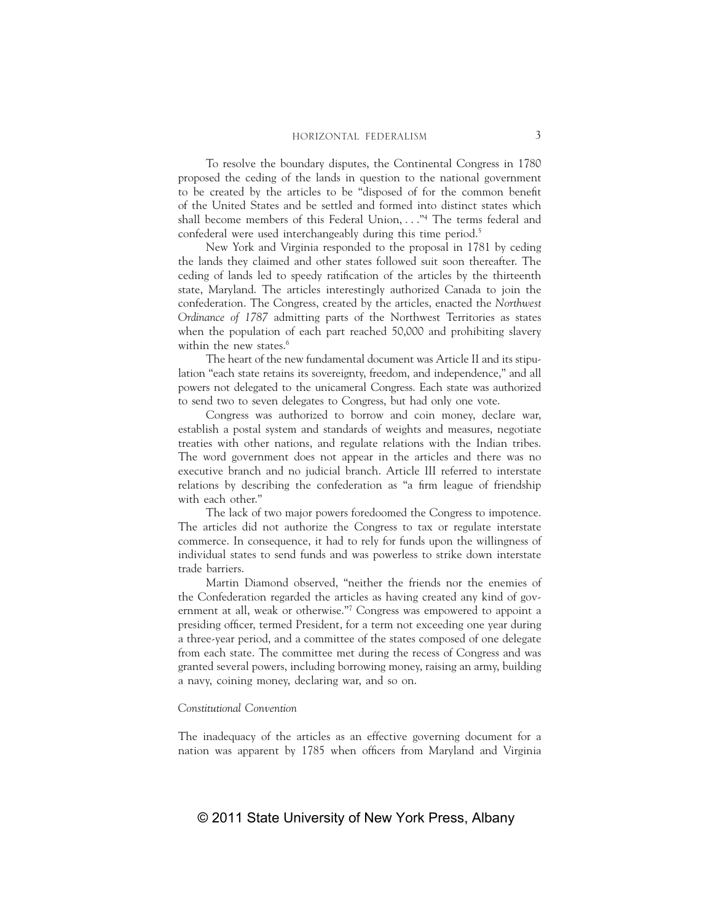To resolve the boundary disputes, the Continental Congress in 1780 proposed the ceding of the lands in question to the national government to be created by the articles to be "disposed of for the common benefit of the United States and be settled and formed into distinct states which shall become members of this Federal Union, . . ."[4] The terms federal and confederal were used interchangeably during this time period.[5]

New York and Virginia responded to the proposal in 1781 by ceding the lands they claimed and other states followed suit soon thereafter. The ceding of lands led to speedy ratification of the articles by the thirteenth state, Maryland. The articles interestingly authorized Canada to join the confederation. The Congress, created by the articles, enacted the *Northwest Ordinance of 1787* admitting parts of the Northwest Territories as states when the population of each part reached 50,000 and prohibiting slavery within the new states.[6]

The heart of the new fundamental document was Article II and its stipulation "each state retains its sovereignty, freedom, and independence," and all powers not delegated to the unicameral Congress. Each state was authorized to send two to seven delegates to Congress, but had only one vote.

Congress was authorized to borrow and coin money, declare war, establish a postal system and standards of weights and measures, negotiate treaties with other nations, and regulate relations with the Indian tribes. The word government does not appear in the articles and there was no executive branch and no judicial branch. Article III referred to interstate relations by describing the confederation as "a firm league of friendship with each other."

The lack of two major powers foredoomed the Congress to impotence. The articles did not authorize the Congress to tax or regulate interstate commerce. In consequence, it had to rely for funds upon the willingness of individual states to send funds and was powerless to strike down interstate trade barriers.

Martin Diamond observed, "neither the friends nor the enemies of the Confederation regarded the articles as having created any kind of government at all, weak or otherwise."[7] Congress was empowered to appoint a presiding officer, termed President, for a term not exceeding one year during a three-year period, and a committee of the states composed of one delegate from each state. The committee met during the recess of Congress and was granted several powers, including borrowing money, raising an army, building a navy, coining money, declaring war, and so on.

### *Constitutional Convention*

The inadequacy of the articles as an effective governing document for a nation was apparent by 1785 when officers from Maryland and Virginia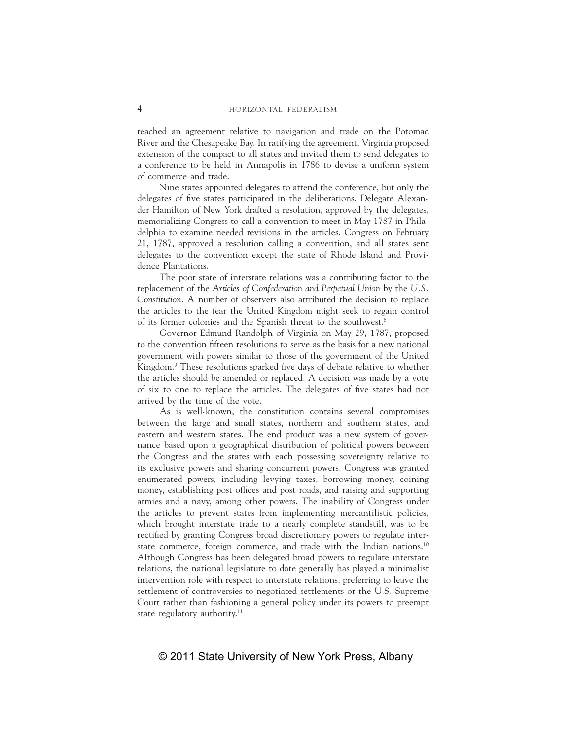reached an agreement relative to navigation and trade on the Potomac River and the Chesapeake Bay. In ratifying the agreement, Virginia proposed extension of the compact to all states and invited them to send delegates to a conference to be held in Annapolis in 1786 to devise a uniform system of commerce and trade.

Nine states appointed delegates to attend the conference, but only the delegates of five states participated in the deliberations. Delegate Alexander Hamilton of New York drafted a resolution, approved by the delegates, memorializing Congress to call a convention to meet in May 1787 in Philadelphia to examine needed revisions in the articles. Congress on February 21, 1787, approved a resolution calling a convention, and all states sent delegates to the convention except the state of Rhode Island and Providence Plantations.

The poor state of interstate relations was a contributing factor to the replacement of the *Articles of Confederation and Perpetual Union* by the *U.S. Constitution*. A number of observers also attributed the decision to replace the articles to the fear the United Kingdom might seek to regain control of its former colonies and the Spanish threat to the southwest.[8]

Governor Edmund Randolph of Virginia on May 29, 1787, proposed to the convention fifteen resolutions to serve as the basis for a new national government with powers similar to those of the government of the United Kingdom.[9] These resolutions sparked five days of debate relative to whether the articles should be amended or replaced. A decision was made by a vote of six to one to replace the articles. The delegates of five states had not arrived by the time of the vote.

As is well-known, the constitution contains several compromises between the large and small states, northern and southern states, and eastern and western states. The end product was a new system of governance based upon a geographical distribution of political powers between the Congress and the states with each possessing sovereignty relative to its exclusive powers and sharing concurrent powers. Congress was granted enumerated powers, including levying taxes, borrowing money, coining money, establishing post offices and post roads, and raising and supporting armies and a navy, among other powers. The inability of Congress under the articles to prevent states from implementing mercantilistic policies, which brought interstate trade to a nearly complete standstill, was to be rectified by granting Congress broad discretionary powers to regulate interstate commerce, foreign commerce, and trade with the Indian nations.[10] Although Congress has been delegated broad powers to regulate interstate relations, the national legislature to date generally has played a minimalist intervention role with respect to interstate relations, preferring to leave the settlement of controversies to negotiated settlements or the U.S. Supreme Court rather than fashioning a general policy under its powers to preempt state regulatory authority.[11]

© 2011 State University of New York Press, Albany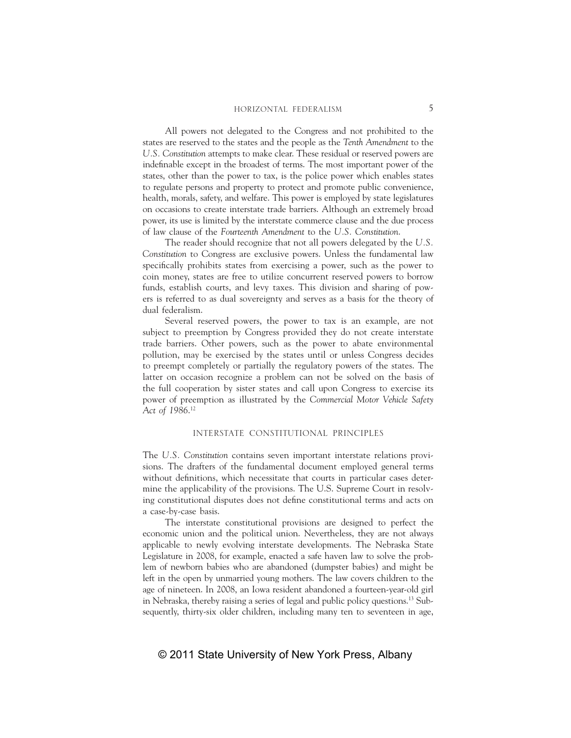All powers not delegated to the Congress and not prohibited to the states are reserved to the states and the people as the *Tenth Amendment* to the *U.S. Constitution* attempts to make clear. These residual or reserved powers are indefinable except in the broadest of terms. The most important power of the states, other than the power to tax, is the police power which enables states to regulate persons and property to protect and promote public convenience, health, morals, safety, and welfare. This power is employed by state legislatures on occasions to create interstate trade barriers. Although an extremely broad power, its use is limited by the interstate commerce clause and the due process of law clause of the *Fourteenth Amendment* to the *U.S. Constitution*.

The reader should recognize that not all powers delegated by the *U.S. Constitution* to Congress are exclusive powers. Unless the fundamental law specifically prohibits states from exercising a power, such as the power to coin money, states are free to utilize concurrent reserved powers to borrow funds, establish courts, and levy taxes. This division and sharing of powers is referred to as dual sovereignty and serves as a basis for the theory of dual federalism.

Several reserved powers, the power to tax is an example, are not subject to preemption by Congress provided they do not create interstate trade barriers. Other powers, such as the power to abate environmental pollution, may be exercised by the states until or unless Congress decides to preempt completely or partially the regulatory powers of the states. The latter on occasion recognize a problem can not be solved on the basis of the full cooperation by sister states and call upon Congress to exercise its power of preemption as illustrated by the *Commercial Motor Vehicle Safety Act of 1986*.[12]

## INTERSTATE CONSTITUTIONAL PRINCIPLES

The *U.S. Constitution* contains seven important interstate relations provisions. The drafters of the fundamental document employed general terms without definitions, which necessitate that courts in particular cases determine the applicability of the provisions. The U.S. Supreme Court in resolving constitutional disputes does not define constitutional terms and acts on a case-by-case basis.

The interstate constitutional provisions are designed to perfect the economic union and the political union. Nevertheless, they are not always applicable to newly evolving interstate developments. The Nebraska State Legislature in 2008, for example, enacted a safe haven law to solve the problem of newborn babies who are abandoned (dumpster babies) and might be left in the open by unmarried young mothers. The law covers children to the age of nineteen. In 2008, an Iowa resident abandoned a fourteen-year-old girl in Nebraska, thereby raising a series of legal and public policy questions.[13] Subsequently, thirty-six older children, including many ten to seventeen in age,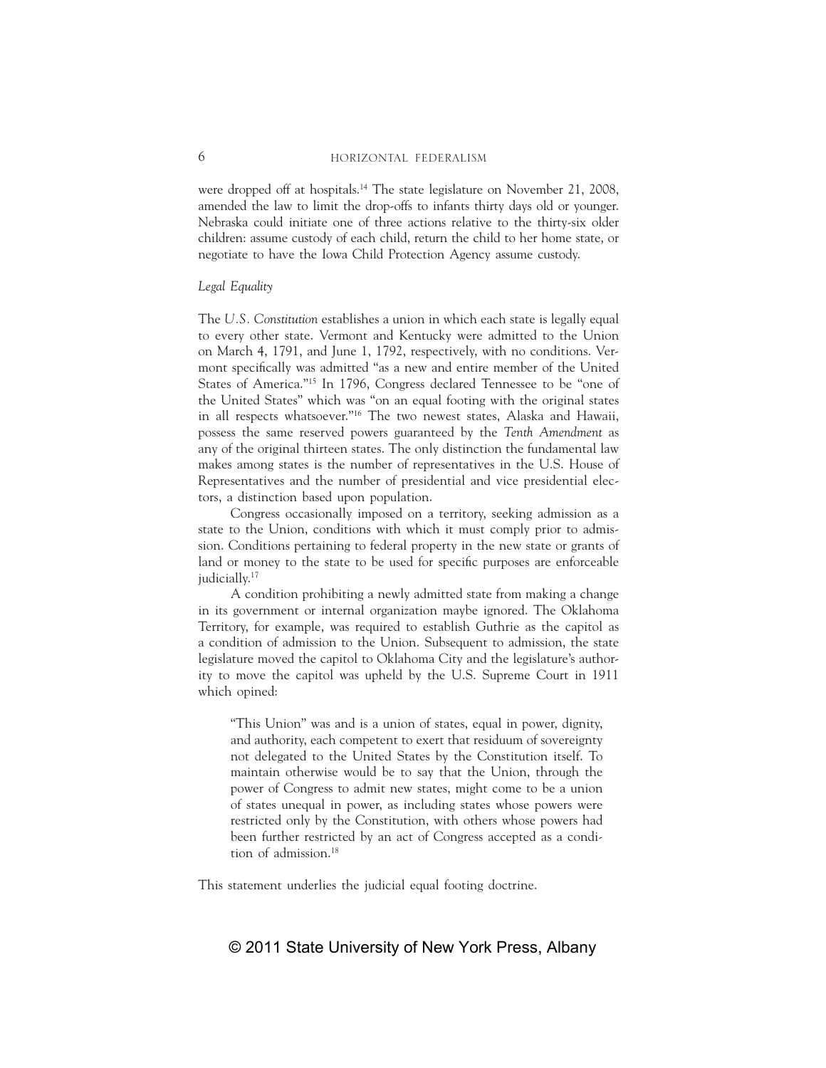were dropped off at hospitals.[14] The state legislature on November 21, 2008, amended the law to limit the drop-offs to infants thirty days old or younger. Nebraska could initiate one of three actions relative to the thirty-six older children: assume custody of each child, return the child to her home state, or negotiate to have the Iowa Child Protection Agency assume custody.

*Legal Equality*

The *U.S. Constitution* establishes a union in which each state is legally equal to every other state. Vermont and Kentucky were admitted to the Union on March 4, 1791, and June 1, 1792, respectively, with no conditions. Vermont specifically was admitted "as a new and entire member of the United States of America."[15] In 1796, Congress declared Tennessee to be "one of the United States" which was "on an equal footing with the original states in all respects whatsoever."[16] The two newest states, Alaska and Hawaii, possess the same reserved powers guaranteed by the *Tenth Amendment* as any of the original thirteen states. The only distinction the fundamental law makes among states is the number of representatives in the U.S. House of Representatives and the number of presidential and vice presidential electors, a distinction based upon population.

Congress occasionally imposed on a territory, seeking admission as a state to the Union, conditions with which it must comply prior to admission. Conditions pertaining to federal property in the new state or grants of land or money to the state to be used for specific purposes are enforceable judicially.[17]

A condition prohibiting a newly admitted state from making a change in its government or internal organization maybe ignored. The Oklahoma Territory, for example, was required to establish Guthrie as the capitol as a condition of admission to the Union. Subsequent to admission, the state legislature moved the capitol to Oklahoma City and the legislature's authority to move the capitol was upheld by the U.S. Supreme Court in 1911 which opined:

> "This Union" was and is a union of states, equal in power, dignity, and authority, each competent to exert that residuum of sovereignty not delegated to the United States by the Constitution itself. To maintain otherwise would be to say that the Union, through the power of Congress to admit new states, might come to be a union of states unequal in power, as including states whose powers were restricted only by the Constitution, with others whose powers had been further restricted by an act of Congress accepted as a condition of admission.[18]

This statement underlies the judicial equal footing doctrine.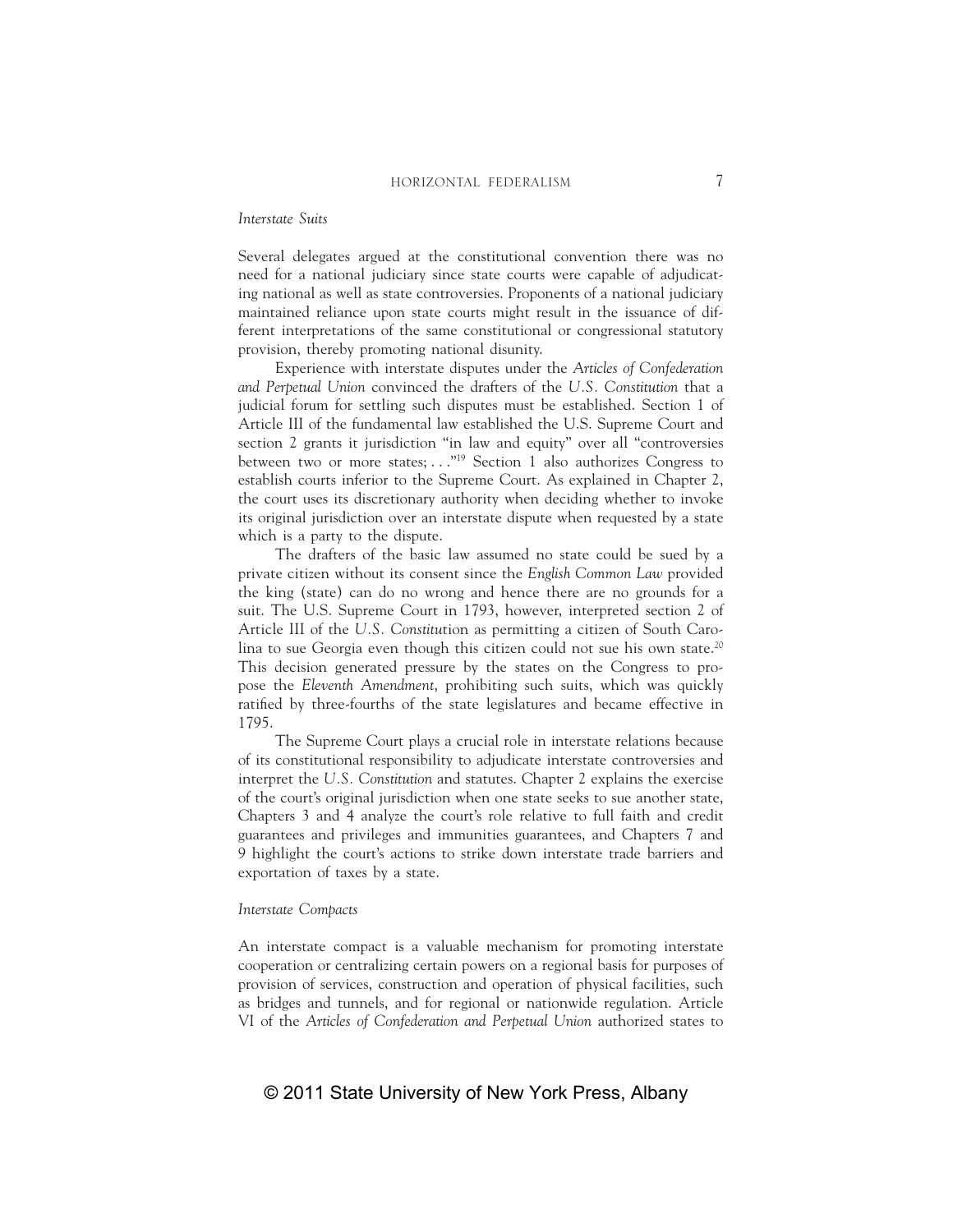*Interstate Suits*

Several delegates argued at the constitutional convention there was no need for a national judiciary since state courts were capable of adjudicating national as well as state controversies. Proponents of a national judiciary maintained reliance upon state courts might result in the issuance of different interpretations of the same constitutional or congressional statutory provision, thereby promoting national disunity.

Experience with interstate disputes under the *Articles of Confederation and Perpetual Union* convinced the drafters of the *U.S. Constitution* that a judicial forum for settling such disputes must be established. Section 1 of Article III of the fundamental law established the U.S. Supreme Court and section 2 grants it jurisdiction "in law and equity" over all "controversies between two or more states; . . ."[19] Section 1 also authorizes Congress to establish courts inferior to the Supreme Court. As explained in Chapter 2, the court uses its discretionary authority when deciding whether to invoke its original jurisdiction over an interstate dispute when requested by a state which is a party to the dispute.

The drafters of the basic law assumed no state could be sued by a private citizen without its consent since the *English Common Law* provided the king (state) can do no wrong and hence there are no grounds for a suit. The U.S. Supreme Court in 1793, however, interpreted section 2 of Article III of the *U.S. Constitut*ion as permitting a citizen of South Carolina to sue Georgia even though this citizen could not sue his own state.[20] This decision generated pressure by the states on the Congress to propose the *Eleventh Amendment*, prohibiting such suits, which was quickly ratified by three-fourths of the state legislatures and became effective in 1795.

The Supreme Court plays a crucial role in interstate relations because of its constitutional responsibility to adjudicate interstate controversies and interpret the *U.S. Constitution* and statutes. Chapter 2 explains the exercise of the court's original jurisdiction when one state seeks to sue another state, Chapters 3 and 4 analyze the court's role relative to full faith and credit guarantees and privileges and immunities guarantees, and Chapters 7 and 9 highlight the court's actions to strike down interstate trade barriers and exportation of taxes by a state.

*Interstate Compacts*

An interstate compact is a valuable mechanism for promoting interstate cooperation or centralizing certain powers on a regional basis for purposes of provision of services, construction and operation of physical facilities, such as bridges and tunnels, and for regional or nationwide regulation. Article VI of the *Articles of Confederation and Perpetual Union* authorized states to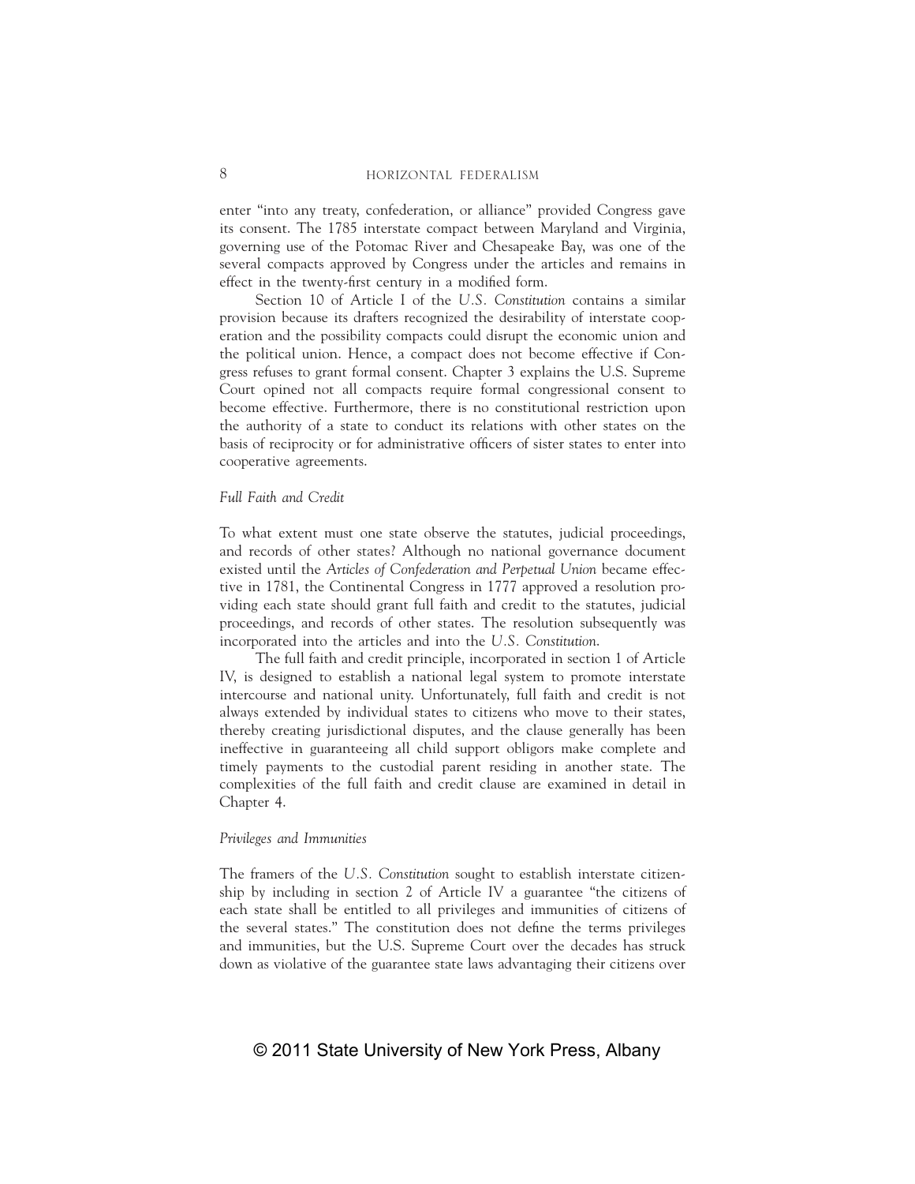enter "into any treaty, confederation, or alliance" provided Congress gave its consent. The 1785 interstate compact between Maryland and Virginia, governing use of the Potomac River and Chesapeake Bay, was one of the several compacts approved by Congress under the articles and remains in effect in the twenty-first century in a modified form.

Section 10 of Article I of the *U.S. Constitution* contains a similar provision because its drafters recognized the desirability of interstate cooperation and the possibility compacts could disrupt the economic union and the political union. Hence, a compact does not become effective if Congress refuses to grant formal consent. Chapter 3 explains the U.S. Supreme Court opined not all compacts require formal congressional consent to become effective. Furthermore, there is no constitutional restriction upon the authority of a state to conduct its relations with other states on the basis of reciprocity or for administrative officers of sister states to enter into cooperative agreements.

### *Full Faith and Credit*

To what extent must one state observe the statutes, judicial proceedings, and records of other states? Although no national governance document existed until the *Articles of Confederation and Perpetual Union* became effective in 1781, the Continental Congress in 1777 approved a resolution providing each state should grant full faith and credit to the statutes, judicial proceedings, and records of other states. The resolution subsequently was incorporated into the articles and into the *U.S. Constitution*.

The full faith and credit principle, incorporated in section 1 of Article IV, is designed to establish a national legal system to promote interstate intercourse and national unity. Unfortunately, full faith and credit is not always extended by individual states to citizens who move to their states, thereby creating jurisdictional disputes, and the clause generally has been ineffective in guaranteeing all child support obligors make complete and timely payments to the custodial parent residing in another state. The complexities of the full faith and credit clause are examined in detail in Chapter 4.

### *Privileges and Immunities*

The framers of the *U.S. Constitution* sought to establish interstate citizenship by including in section 2 of Article IV a guarantee "the citizens of each state shall be entitled to all privileges and immunities of citizens of the several states." The constitution does not define the terms privileges and immunities, but the U.S. Supreme Court over the decades has struck down as violative of the guarantee state laws advantaging their citizens over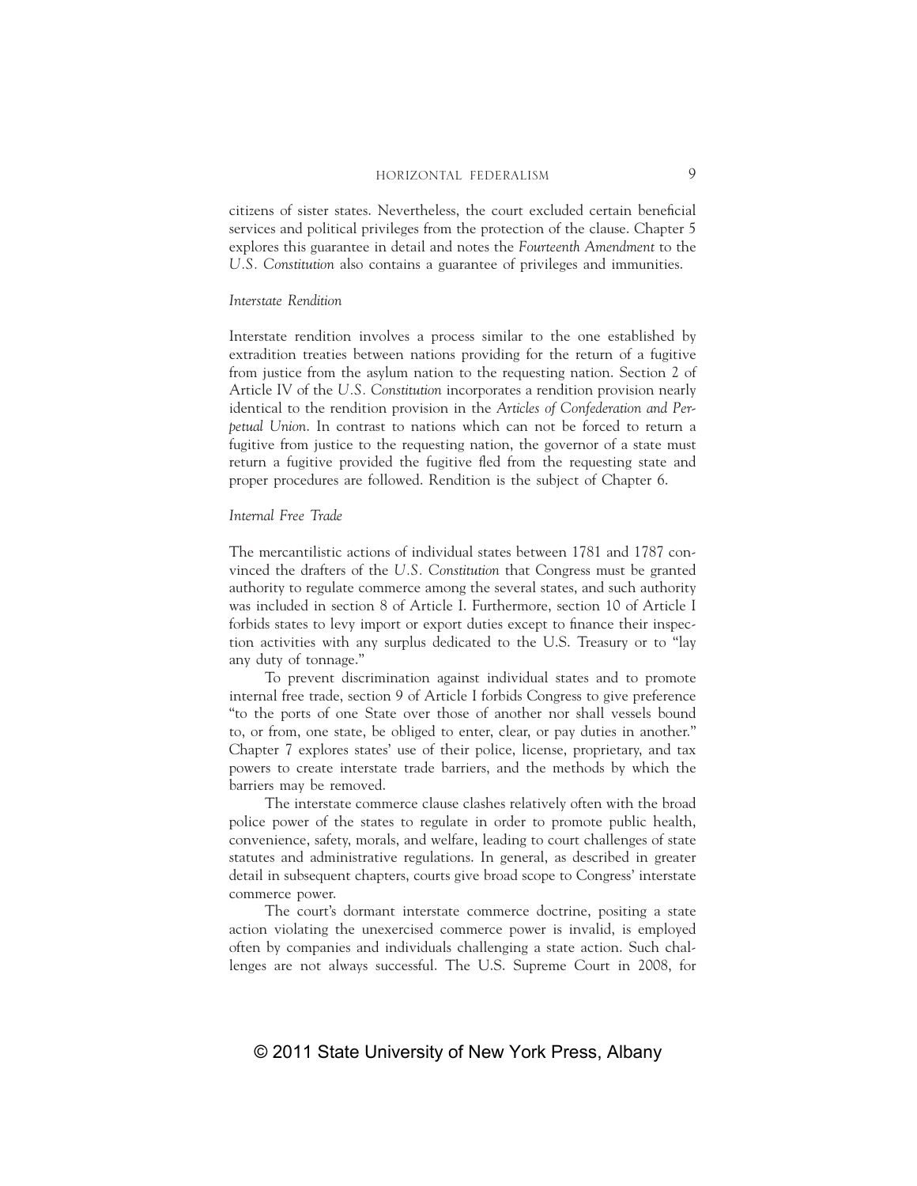citizens of sister states. Nevertheless, the court excluded certain beneficial services and political privileges from the protection of the clause. Chapter 5 explores this guarantee in detail and notes the *Fourteenth Amendment* to the *U.S. Constitution* also contains a guarantee of privileges and immunities.

### *Interstate Rendition*

Interstate rendition involves a process similar to the one established by extradition treaties between nations providing for the return of a fugitive from justice from the asylum nation to the requesting nation. Section 2 of Article IV of the *U.S. Constitution* incorporates a rendition provision nearly identical to the rendition provision in the *Articles of Confederation and Perpetual Union*. In contrast to nations which can not be forced to return a fugitive from justice to the requesting nation, the governor of a state must return a fugitive provided the fugitive fled from the requesting state and proper procedures are followed. Rendition is the subject of Chapter 6.

### *Internal Free Trade*

The mercantilistic actions of individual states between 1781 and 1787 convinced the drafters of the *U.S. Constitution* that Congress must be granted authority to regulate commerce among the several states, and such authority was included in section 8 of Article I. Furthermore, section 10 of Article I forbids states to levy import or export duties except to finance their inspection activities with any surplus dedicated to the U.S. Treasury or to "lay any duty of tonnage."

To prevent discrimination against individual states and to promote internal free trade, section 9 of Article I forbids Congress to give preference "to the ports of one State over those of another nor shall vessels bound to, or from, one state, be obliged to enter, clear, or pay duties in another." Chapter 7 explores states' use of their police, license, proprietary, and tax powers to create interstate trade barriers, and the methods by which the barriers may be removed.

The interstate commerce clause clashes relatively often with the broad police power of the states to regulate in order to promote public health, convenience, safety, morals, and welfare, leading to court challenges of state statutes and administrative regulations. In general, as described in greater detail in subsequent chapters, courts give broad scope to Congress' interstate commerce power.

The court's dormant interstate commerce doctrine, positing a state action violating the unexercised commerce power is invalid, is employed often by companies and individuals challenging a state action. Such challenges are not always successful. The U.S. Supreme Court in 2008, for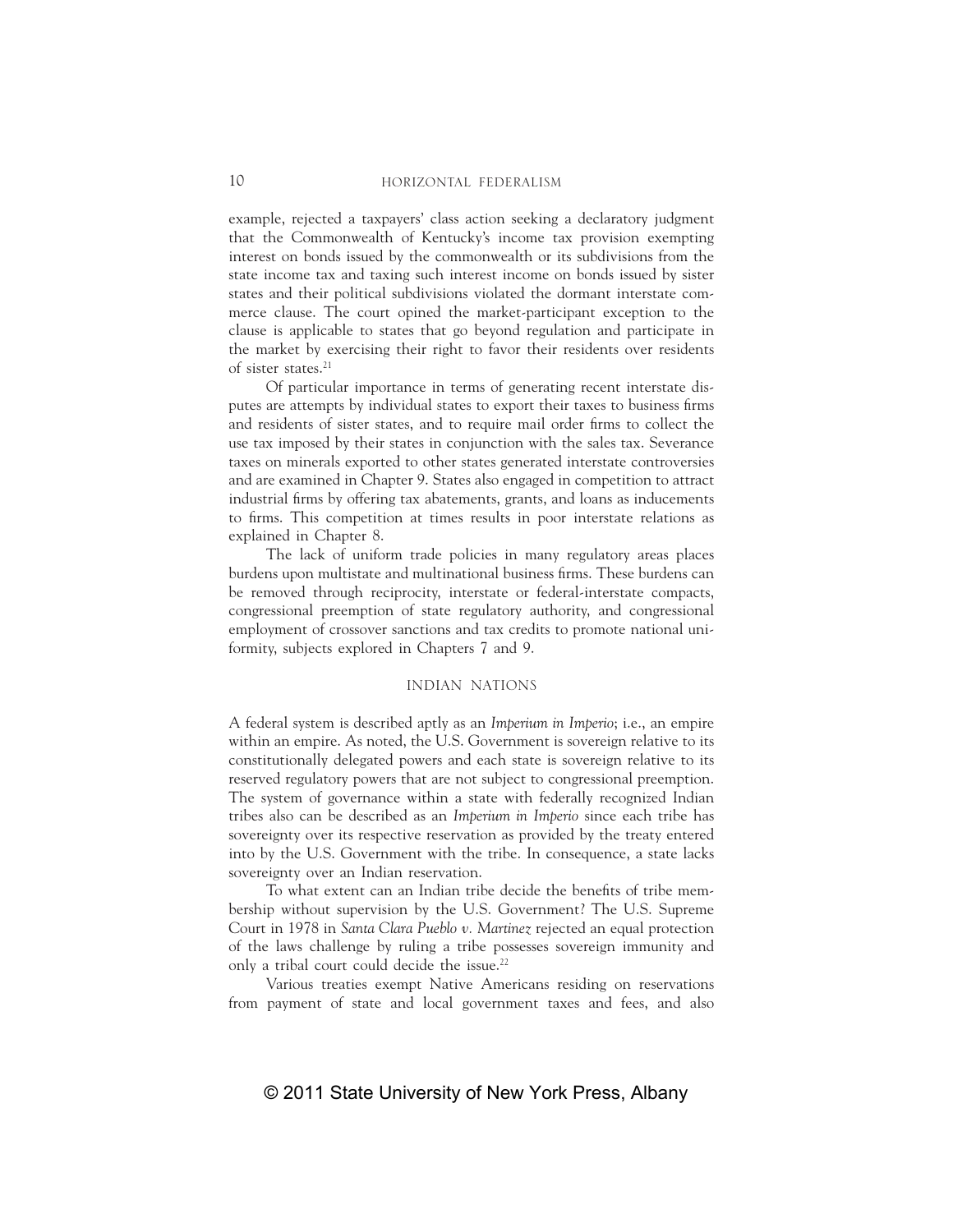example, rejected a taxpayers' class action seeking a declaratory judgment that the Commonwealth of Kentucky's income tax provision exempting interest on bonds issued by the commonwealth or its subdivisions from the state income tax and taxing such interest income on bonds issued by sister states and their political subdivisions violated the dormant interstate commerce clause. The court opined the market-participant exception to the clause is applicable to states that go beyond regulation and participate in the market by exercising their right to favor their residents over residents of sister states.[21]

Of particular importance in terms of generating recent interstate disputes are attempts by individual states to export their taxes to business firms and residents of sister states, and to require mail order firms to collect the use tax imposed by their states in conjunction with the sales tax. Severance taxes on minerals exported to other states generated interstate controversies and are examined in Chapter 9. States also engaged in competition to attract industrial firms by offering tax abatements, grants, and loans as inducements to firms. This competition at times results in poor interstate relations as explained in Chapter 8.

The lack of uniform trade policies in many regulatory areas places burdens upon multistate and multinational business firms. These burdens can be removed through reciprocity, interstate or federal-interstate compacts, congressional preemption of state regulatory authority, and congressional employment of crossover sanctions and tax credits to promote national uniformity, subjects explored in Chapters 7 and 9.

## INDIAN NATIONS

A federal system is described aptly as an *Imperium in Imperio*; i.e., an empire within an empire. As noted, the U.S. Government is sovereign relative to its constitutionally delegated powers and each state is sovereign relative to its reserved regulatory powers that are not subject to congressional preemption. The system of governance within a state with federally recognized Indian tribes also can be described as an *Imperium in Imperio* since each tribe has sovereignty over its respective reservation as provided by the treaty entered into by the U.S. Government with the tribe. In consequence, a state lacks sovereignty over an Indian reservation.

To what extent can an Indian tribe decide the benefits of tribe membership without supervision by the U.S. Government? The U.S. Supreme Court in 1978 in *Santa Clara Pueblo v. Martinez* rejected an equal protection of the laws challenge by ruling a tribe possesses sovereign immunity and only a tribal court could decide the issue.[22]

Various treaties exempt Native Americans residing on reservations from payment of state and local government taxes and fees, and also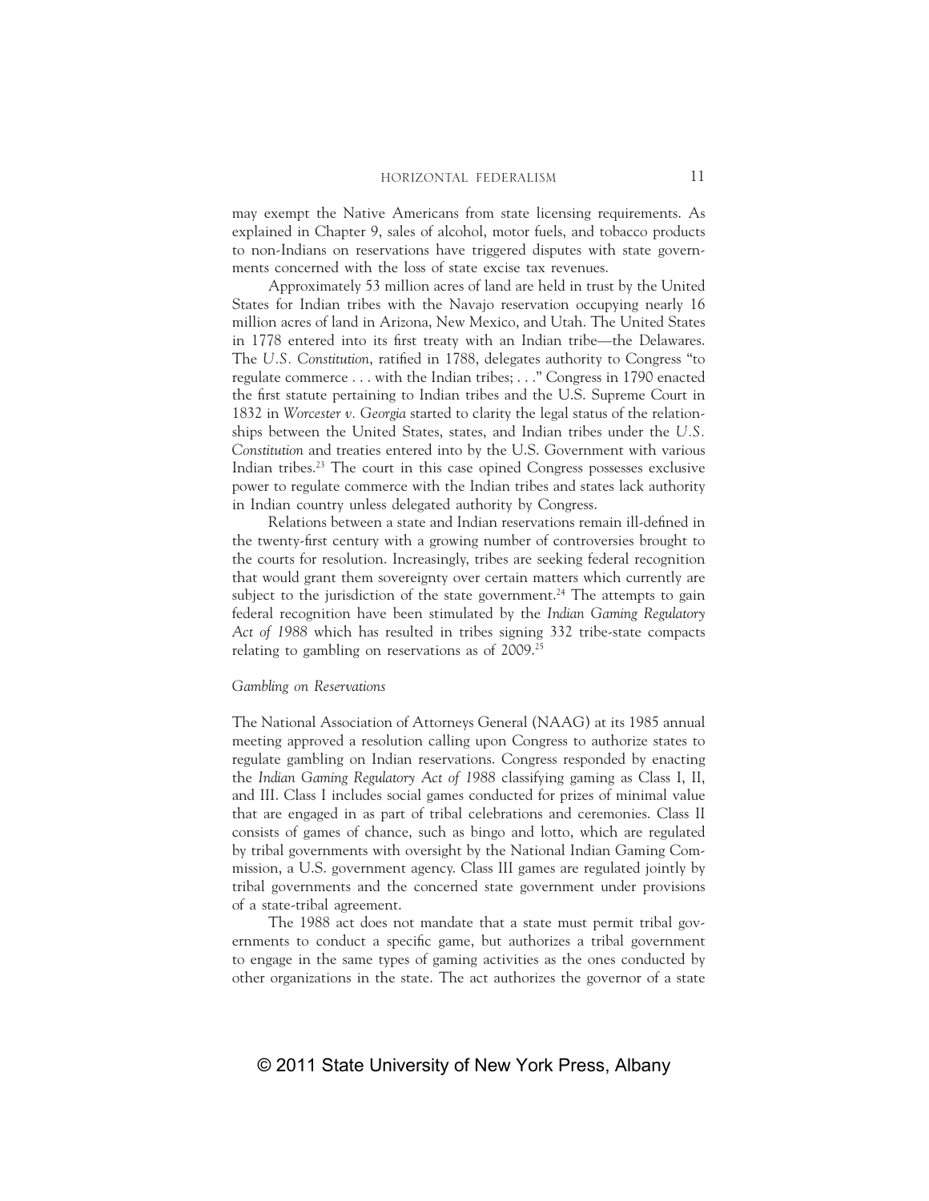may exempt the Native Americans from state licensing requirements. As explained in Chapter 9, sales of alcohol, motor fuels, and tobacco products to non-Indians on reservations have triggered disputes with state governments concerned with the loss of state excise tax revenues.

Approximately 53 million acres of land are held in trust by the United States for Indian tribes with the Navajo reservation occupying nearly 16 million acres of land in Arizona, New Mexico, and Utah. The United States in 1778 entered into its first treaty with an Indian tribe—the Delawares. The *U.S. Constitution*, ratified in 1788, delegates authority to Congress "to regulate commerce . . . with the Indian tribes; . . ." Congress in 1790 enacted the first statute pertaining to Indian tribes and the U.S. Supreme Court in 1832 in *Worcester v. Georgia* started to clarity the legal status of the relationships between the United States, states, and Indian tribes under the *U.S. Constitution* and treaties entered into by the U.S. Government with various Indian tribes.[23] The court in this case opined Congress possesses exclusive power to regulate commerce with the Indian tribes and states lack authority in Indian country unless delegated authority by Congress.

Relations between a state and Indian reservations remain ill-defined in the twenty-first century with a growing number of controversies brought to the courts for resolution. Increasingly, tribes are seeking federal recognition that would grant them sovereignty over certain matters which currently are subject to the jurisdiction of the state government.[24] The attempts to gain federal recognition have been stimulated by the *Indian Gaming Regulatory Act of 1988* which has resulted in tribes signing 332 tribe-state compacts relating to gambling on reservations as of 2009.[25]

### *Gambling on Reservations*

The National Association of Attorneys General (NAAG) at its 1985 annual meeting approved a resolution calling upon Congress to authorize states to regulate gambling on Indian reservations. Congress responded by enacting the *Indian Gaming Regulatory Act of 1988* classifying gaming as Class I, II, and III. Class I includes social games conducted for prizes of minimal value that are engaged in as part of tribal celebrations and ceremonies. Class II consists of games of chance, such as bingo and lotto, which are regulated by tribal governments with oversight by the National Indian Gaming Commission, a U.S. government agency. Class III games are regulated jointly by tribal governments and the concerned state government under provisions of a state-tribal agreement.

The 1988 act does not mandate that a state must permit tribal governments to conduct a specific game, but authorizes a tribal government to engage in the same types of gaming activities as the ones conducted by other organizations in the state. The act authorizes the governor of a state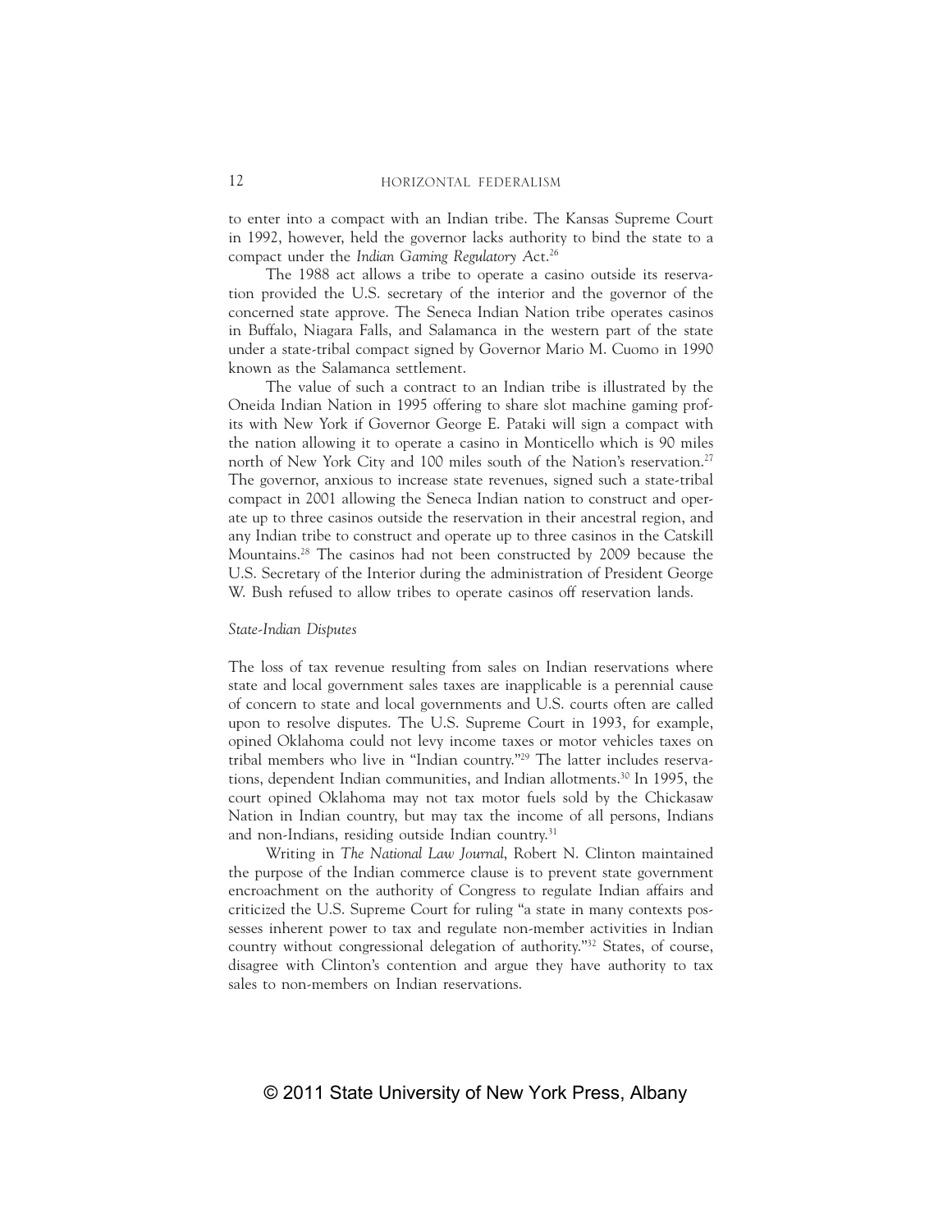to enter into a compact with an Indian tribe. The Kansas Supreme Court in 1992, however, held the governor lacks authority to bind the state to a compact under the *Indian Gaming Regulatory Act*.[26]

The 1988 act allows a tribe to operate a casino outside its reservation provided the U.S. secretary of the interior and the governor of the concerned state approve. The Seneca Indian Nation tribe operates casinos in Buffalo, Niagara Falls, and Salamanca in the western part of the state under a state-tribal compact signed by Governor Mario M. Cuomo in 1990 known as the Salamanca settlement.

The value of such a contract to an Indian tribe is illustrated by the Oneida Indian Nation in 1995 offering to share slot machine gaming profits with New York if Governor George E. Pataki will sign a compact with the nation allowing it to operate a casino in Monticello which is 90 miles north of New York City and 100 miles south of the Nation's reservation.[27] The governor, anxious to increase state revenues, signed such a state-tribal compact in 2001 allowing the Seneca Indian nation to construct and operate up to three casinos outside the reservation in their ancestral region, and any Indian tribe to construct and operate up to three casinos in the Catskill Mountains.[28] The casinos had not been constructed by 2009 because the U.S. Secretary of the Interior during the administration of President George W. Bush refused to allow tribes to operate casinos off reservation lands.

*State-Indian Disputes*

The loss of tax revenue resulting from sales on Indian reservations where state and local government sales taxes are inapplicable is a perennial cause of concern to state and local governments and U.S. courts often are called upon to resolve disputes. The U.S. Supreme Court in 1993, for example, opined Oklahoma could not levy income taxes or motor vehicles taxes on tribal members who live in "Indian country."[29] The latter includes reservations, dependent Indian communities, and Indian allotments.[30] In 1995, the court opined Oklahoma may not tax motor fuels sold by the Chickasaw Nation in Indian country, but may tax the income of all persons, Indians and non-Indians, residing outside Indian country.[31]

Writing in *The National Law Journal*, Robert N. Clinton maintained the purpose of the Indian commerce clause is to prevent state government encroachment on the authority of Congress to regulate Indian affairs and criticized the U.S. Supreme Court for ruling "a state in many contexts possesses inherent power to tax and regulate non-member activities in Indian country without congressional delegation of authority."[32] States, of course, disagree with Clinton's contention and argue they have authority to tax sales to non-members on Indian reservations.

© 2011 State University of New York Press, Albany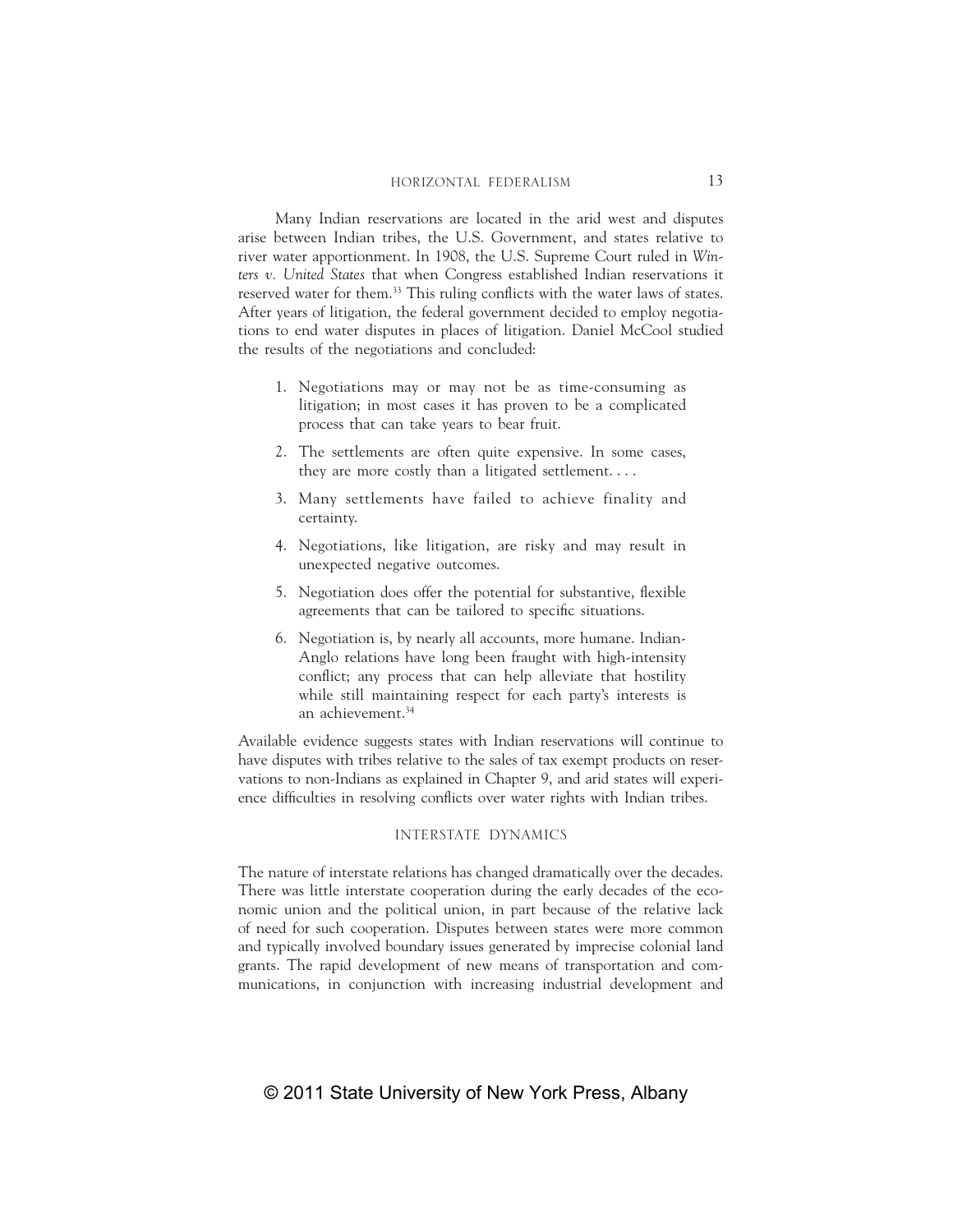Many Indian reservations are located in the arid west and disputes arise between Indian tribes, the U.S. Government, and states relative to river water apportionment. In 1908, the U.S. Supreme Court ruled in *Winters v. United States* that when Congress established Indian reservations it reserved water for them.[33] This ruling conflicts with the water laws of states. After years of litigation, the federal government decided to employ negotiations to end water disputes in places of litigation. Daniel McCool studied the results of the negotiations and concluded:

> 1. Negotiations may or may not be as time-consuming as litigation; in most cases it has proven to be a complicated process that can take years to bear fruit.
> 2. The settlements are often quite expensive. In some cases, they are more costly than a litigated settlement. . . .
> 3. Many settlements have failed to achieve finality and certainty.
> 4. Negotiations, like litigation, are risky and may result in unexpected negative outcomes.
> 5. Negotiation does offer the potential for substantive, flexible agreements that can be tailored to specific situations.
> 6. Negotiation is, by nearly all accounts, more humane. Indian-Anglo relations have long been fraught with high-intensity conflict; any process that can help alleviate that hostility while still maintaining respect for each party's interests is an achievement.[34]

Available evidence suggests states with Indian reservations will continue to have disputes with tribes relative to the sales of tax exempt products on reservations to non-Indians as explained in Chapter 9, and arid states will experience difficulties in resolving conflicts over water rights with Indian tribes.

## INTERSTATE DYNAMICS

The nature of interstate relations has changed dramatically over the decades. There was little interstate cooperation during the early decades of the economic union and the political union, in part because of the relative lack of need for such cooperation. Disputes between states were more common and typically involved boundary issues generated by imprecise colonial land grants. The rapid development of new means of transportation and communications, in conjunction with increasing industrial development and

© 2011 State University of New York Press, Albany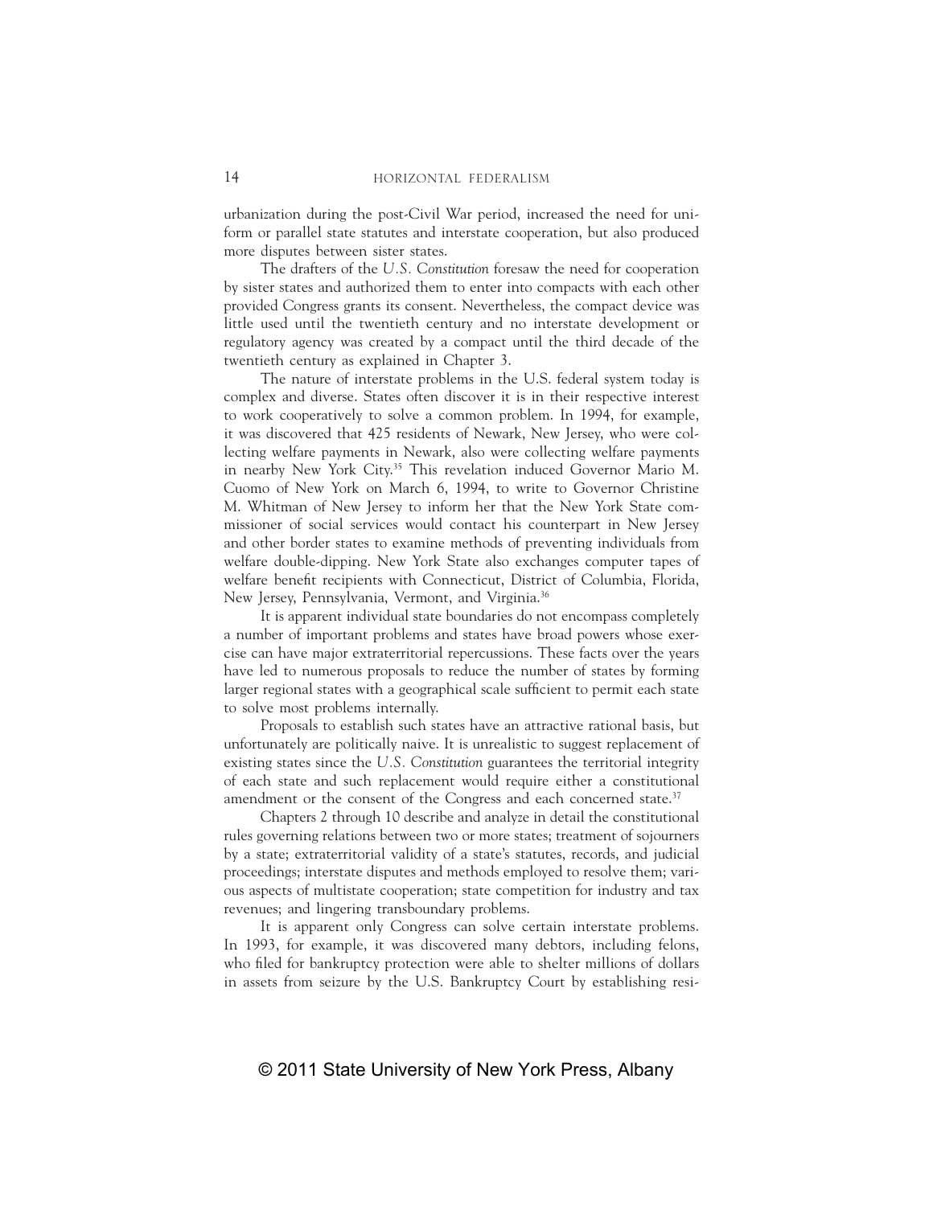urbanization during the post-Civil War period, increased the need for uniform or parallel state statutes and interstate cooperation, but also produced more disputes between sister states.

The drafters of the *U.S. Constitution* foresaw the need for cooperation by sister states and authorized them to enter into compacts with each other provided Congress grants its consent. Nevertheless, the compact device was little used until the twentieth century and no interstate development or regulatory agency was created by a compact until the third decade of the twentieth century as explained in Chapter 3.

The nature of interstate problems in the U.S. federal system today is complex and diverse. States often discover it is in their respective interest to work cooperatively to solve a common problem. In 1994, for example, it was discovered that 425 residents of Newark, New Jersey, who were collecting welfare payments in Newark, also were collecting welfare payments in nearby New York City.[35] This revelation induced Governor Mario M. Cuomo of New York on March 6, 1994, to write to Governor Christine M. Whitman of New Jersey to inform her that the New York State commissioner of social services would contact his counterpart in New Jersey and other border states to examine methods of preventing individuals from welfare double-dipping. New York State also exchanges computer tapes of welfare benefit recipients with Connecticut, District of Columbia, Florida, New Jersey, Pennsylvania, Vermont, and Virginia.[36]

It is apparent individual state boundaries do not encompass completely a number of important problems and states have broad powers whose exercise can have major extraterritorial repercussions. These facts over the years have led to numerous proposals to reduce the number of states by forming larger regional states with a geographical scale sufficient to permit each state to solve most problems internally.

Proposals to establish such states have an attractive rational basis, but unfortunately are politically naive. It is unrealistic to suggest replacement of existing states since the *U.S. Constitution* guarantees the territorial integrity of each state and such replacement would require either a constitutional amendment or the consent of the Congress and each concerned state.[37]

Chapters 2 through 10 describe and analyze in detail the constitutional rules governing relations between two or more states; treatment of sojourners by a state; extraterritorial validity of a state's statutes, records, and judicial proceedings; interstate disputes and methods employed to resolve them; various aspects of multistate cooperation; state competition for industry and tax revenues; and lingering transboundary problems.

It is apparent only Congress can solve certain interstate problems. In 1993, for example, it was discovered many debtors, including felons, who filed for bankruptcy protection were able to shelter millions of dollars in assets from seizure by the U.S. Bankruptcy Court by establishing resi-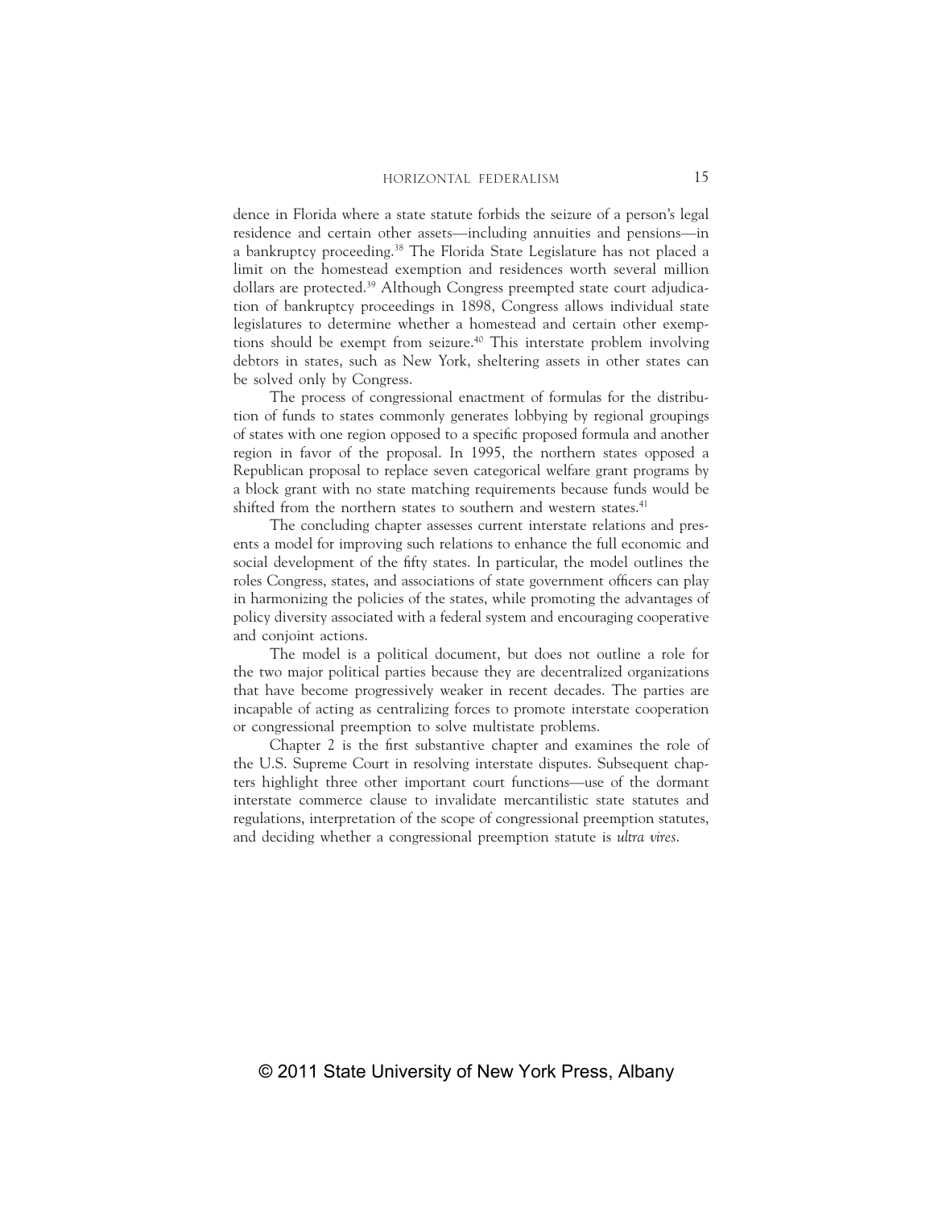dence in Florida where a state statute forbids the seizure of a person's legal residence and certain other assets—including annuities and pensions—in a bankruptcy proceeding.[38] The Florida State Legislature has not placed a limit on the homestead exemption and residences worth several million dollars are protected.[39] Although Congress preempted state court adjudication of bankruptcy proceedings in 1898, Congress allows individual state legislatures to determine whether a homestead and certain other exemptions should be exempt from seizure.[40] This interstate problem involving debtors in states, such as New York, sheltering assets in other states can be solved only by Congress.

The process of congressional enactment of formulas for the distribution of funds to states commonly generates lobbying by regional groupings of states with one region opposed to a specific proposed formula and another region in favor of the proposal. In 1995, the northern states opposed a Republican proposal to replace seven categorical welfare grant programs by a block grant with no state matching requirements because funds would be shifted from the northern states to southern and western states.[41]

The concluding chapter assesses current interstate relations and presents a model for improving such relations to enhance the full economic and social development of the fifty states. In particular, the model outlines the roles Congress, states, and associations of state government officers can play in harmonizing the policies of the states, while promoting the advantages of policy diversity associated with a federal system and encouraging cooperative and conjoint actions.

The model is a political document, but does not outline a role for the two major political parties because they are decentralized organizations that have become progressively weaker in recent decades. The parties are incapable of acting as centralizing forces to promote interstate cooperation or congressional preemption to solve multistate problems.

Chapter 2 is the first substantive chapter and examines the role of the U.S. Supreme Court in resolving interstate disputes. Subsequent chapters highlight three other important court functions—use of the dormant interstate commerce clause to invalidate mercantilistic state statutes and regulations, interpretation of the scope of congressional preemption statutes, and deciding whether a congressional preemption statute is *ultra vires*.

© 2011 State University of New York Press, Albany